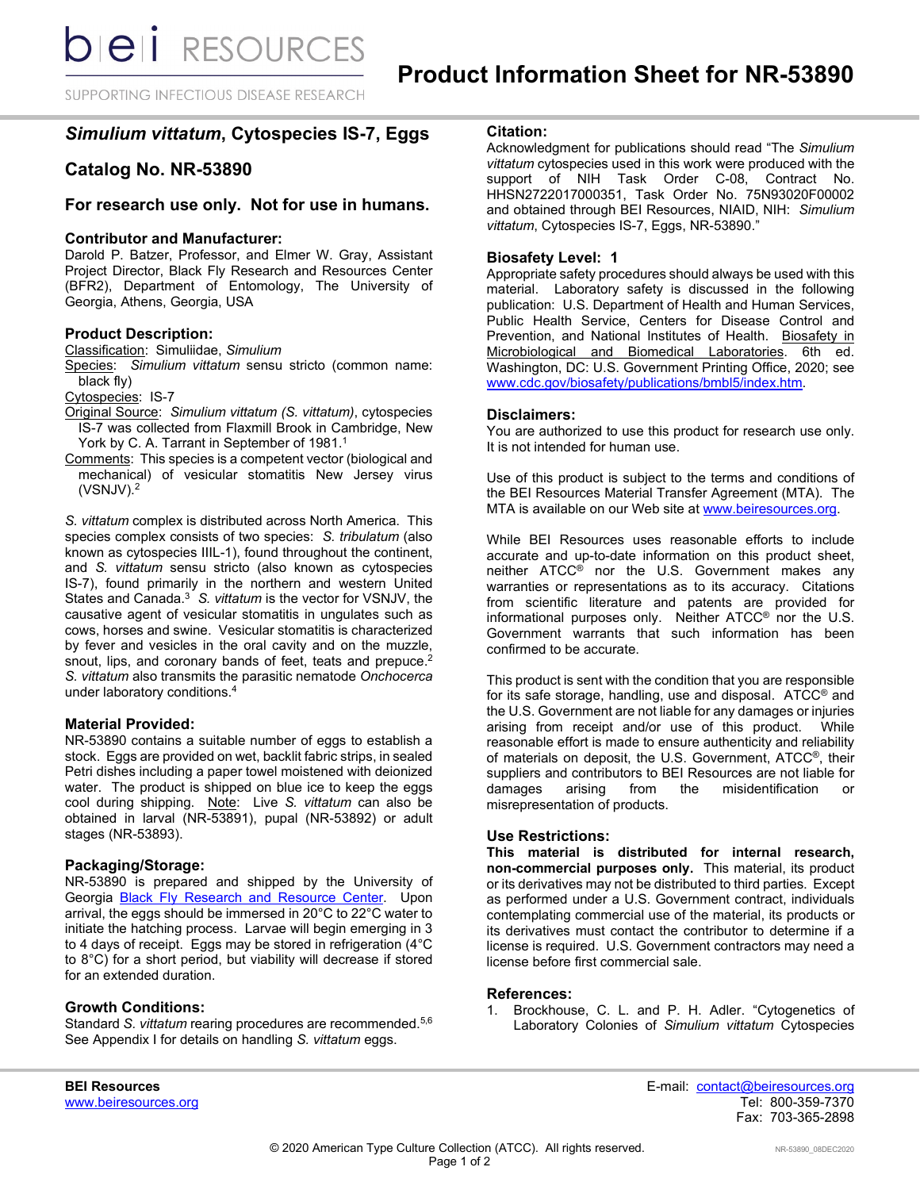# Product Information Sheet for NR-53890

## *Simulium vittatum*, Cytospecies IS-7, Eggs

## Catalog No. NR-53890

### For research use only. Not for use in humans.

### Contributor and Manufacturer:

Darold P. Batzer, Professor, and Elmer W. Gray, Assistant Project Director, Black Fly Research and Resources Center (BFR2), Department of Entomology, The University of Georgia, Athens, Georgia, USA

### Product Description:

Classification: Simuliidae, *Simulium*
Species: *Simulium vittatum* sensu stricto (common name: black fly)
Cytospecies: IS-7
Original Source: *Simulium vittatum (S. vittatum)*, cytospecies IS-7 was collected from Flaxmill Brook in Cambridge, New York by C. A. Tarrant in September of 1981.[1]
Comments: This species is a competent vector (biological and mechanical) of vesicular stomatitis New Jersey virus (VSNJV).[2]

*S. vittatum* complex is distributed across North America. This species complex consists of two species: *S. tribulatum* (also known as cytospecies IIIL-1), found throughout the continent, and *S. vittatum* sensu stricto (also known as cytospecies IS-7), found primarily in the northern and western United States and Canada.[3] *S. vittatum* is the vector for VSNJV, the causative agent of vesicular stomatitis in ungulates such as cows, horses and swine. Vesicular stomatitis is characterized by fever and vesicles in the oral cavity and on the muzzle, snout, lips, and coronary bands of feet, teats and prepuce.[2] *S. vittatum* also transmits the parasitic nematode *Onchocerca* under laboratory conditions.[4]

### Material Provided:

NR-53890 contains a suitable number of eggs to establish a stock. Eggs are provided on wet, backlit fabric strips, in sealed Petri dishes including a paper towel moistened with deionized water. The product is shipped on blue ice to keep the eggs cool during shipping. Note: Live *S. vittatum* can also be obtained in larval (NR-53891), pupal (NR-53892) or adult stages (NR-53893).

### Packaging/Storage:

NR-53890 is prepared and shipped by the University of Georgia Black Fly Research and Resource Center. Upon arrival, the eggs should be immersed in 20°C to 22°C water to initiate the hatching process. Larvae will begin emerging in 3 to 4 days of receipt. Eggs may be stored in refrigeration (4°C to 8°C) for a short period, but viability will decrease if stored for an extended duration.

### Growth Conditions:

Standard *S. vittatum* rearing procedures are recommended.[5,6] See Appendix I for details on handling *S. vittatum* eggs.

### Citation:

Acknowledgment for publications should read "The *Simulium vittatum* cytospecies used in this work were produced with the support of NIH Task Order C-08, Contract No. HHSN2722017000351, Task Order No. 75N93020F00002 and obtained through BEI Resources, NIAID, NIH: *Simulium vittatum*, Cytospecies IS-7, Eggs, NR-53890."

### Biosafety Level: 1

Appropriate safety procedures should always be used with this material. Laboratory safety is discussed in the following publication: U.S. Department of Health and Human Services, Public Health Service, Centers for Disease Control and Prevention, and National Institutes of Health. Biosafety in Microbiological and Biomedical Laboratories. 6th ed. Washington, DC: U.S. Government Printing Office, 2020; see www.cdc.gov/biosafety/publications/bmbl5/index.htm.

### Disclaimers:

You are authorized to use this product for research use only. It is not intended for human use.

Use of this product is subject to the terms and conditions of the BEI Resources Material Transfer Agreement (MTA). The MTA is available on our Web site at www.beiresources.org.

While BEI Resources uses reasonable efforts to include accurate and up-to-date information on this product sheet, neither ATCC® nor the U.S. Government makes any warranties or representations as to its accuracy. Citations from scientific literature and patents are provided for informational purposes only. Neither ATCC® nor the U.S. Government warrants that such information has been confirmed to be accurate.

This product is sent with the condition that you are responsible for its safe storage, handling, use and disposal. ATCC® and the U.S. Government are not liable for any damages or injuries arising from receipt and/or use of this product. While reasonable effort is made to ensure authenticity and reliability of materials on deposit, the U.S. Government, ATCC®, their suppliers and contributors to BEI Resources are not liable for damages arising from the misidentification or misrepresentation of products.

### Use Restrictions:

**This material is distributed for internal research, non-commercial purposes only.** This material, its product or its derivatives may not be distributed to third parties. Except as performed under a U.S. Government contract, individuals contemplating commercial use of the material, its products or its derivatives must contact the contributor to determine if a license is required. U.S. Government contractors may need to obtain a license before first commercial sale.

### References:

1. Brockhouse, C. L. and P. H. Adler. "Cytogenetics of Laboratory Colonies of *Simulium vittatum* Cytospecies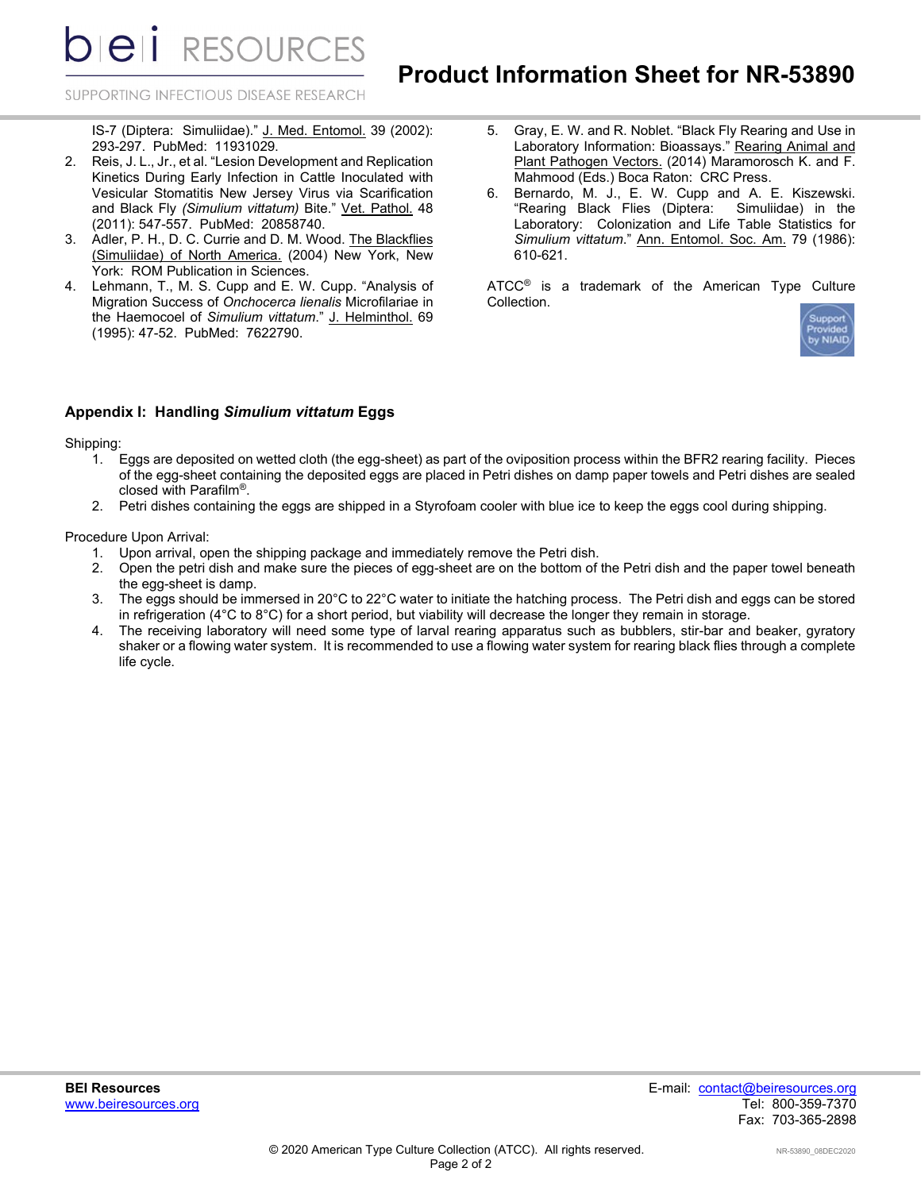IS-7 (Diptera: Simuliidae)." J. Med. Entomol. 39 (2002): 293-297. PubMed: 11931029.

2. Reis, J. L., Jr., et al. "Lesion Development and Replication Kinetics During Early Infection in Cattle Inoculated with Vesicular Stomatitis New Jersey Virus via Scarification and Black Fly *(Simulium vittatum)* Bite." Vet. Pathol. 48 (2011): 547-557. PubMed: 20858740.
3. Adler, P. H., D. C. Currie and D. M. Wood. The Blackflies (Simuliidae) of North America. (2004) New York, New York: ROM Publication in Sciences.
4. Lehmann, T., M. S. Cupp and E. W. Cupp. "Analysis of Migration Success of *Onchocerca lienalis* Microfilariae in the Haemocoel of *Simulium vittatum*." J. Helminthol. 69 (1995): 47-52. PubMed: 7622790.
5. Gray, E. W. and R. Noblet. "Black Fly Rearing and Use in Laboratory Information: Bioassays." Rearing Animal and Plant Pathogen Vectors. (2014) Maramorosch K. and F. Mahmood (Eds.) Boca Raton: CRC Press.
6. Bernardo, M. J., E. W. Cupp and A. E. Kiszewski. "Rearing Black Flies (Diptera: Simuliidae) in the Laboratory: Colonization and Life Table Statistics for *Simulium vittatum*." Ann. Entomol. Soc. Am. 79 (1986): 610-621.

ATCC® is a trademark of the American Type Culture Collection.

Support Provided by NIAID

## Appendix I: Handling *Simulium vittatum* Eggs

Shipping:

1. Eggs are deposited on wetted cloth (the egg-sheet) as part of the oviposition process within the BFR2 rearing facility. Pieces of the egg-sheet containing the deposited eggs are placed in Petri dishes on damp paper towels and Petri dishes are sealed closed with Parafilm®.
2. Petri dishes containing the eggs are shipped in a Styrofoam cooler with blue ice to keep the eggs cool during shipping.

Procedure Upon Arrival:

1. Upon arrival, open the shipping package and immediately remove the Petri dish.
2. Open the petri dish and make sure the pieces of egg-sheet are on the bottom of the Petri dish and the paper towel beneath the egg-sheet is damp.
3. The eggs should be immersed in 20°C to 22°C water to initiate the hatching process. The Petri dish and eggs can be stored in refrigeration (4°C to 8°C) for a short period, but viability will decrease the longer they remain in storage.
4. The receiving laboratory will need some type of larval rearing apparatus such as bubblers, stir-bar and beaker, gyratory shaker or a flowing water system. It is recommended to use a flowing water system for rearing black flies through a complete life cycle.